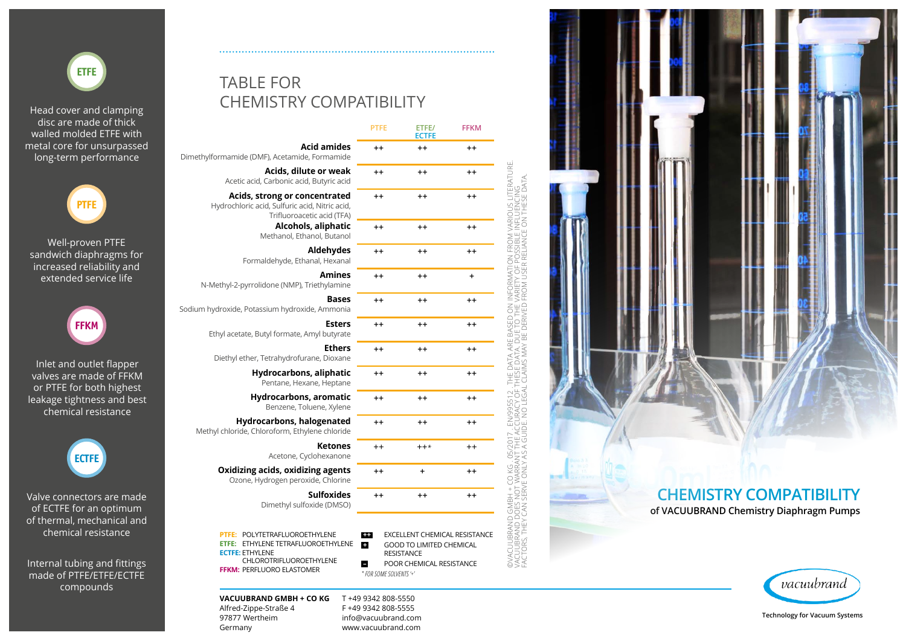**ETFE**

Head cover and clamping disc are made of thick walled molded ETFE with metal core for unsurpassed long-term performance

**PTFE**

Well-proven PTFE sandwich diaphragms for increased reliability and extended service life

**FFKM**

Inlet and outlet flapper valves are made of FFKM or PTFE for both highest leakage tightness and best chemical resistance

**ECTFE**

Valve connectors are made of ECTFE for an optimum of thermal, mechanical and chemical resistance

Internal tubing and fittings made of PTFE/ETFE/ECTFE compounds

# TABLE FOR CHEMISTRY COMPATIBILITY

| | PTFE | ETFE/ ECTFE | FFKM |
|---|---|---|---|
| **Acid amides** Dimethylformamide (DMF), Acetamide, Formamide | ++ | ++ | ++ |
| **Acids, dilute or weak** Acetic acid, Carbonic acid, Butyric acid | ++ | ++ | ++ |
| **Acids, strong or concentrated** Hydrochloric acid, Sulfuric acid, Nitric acid, Trifluoroacetic acid (TFA) | ++ | ++ | ++ |
| **Alcohols, aliphatic** Methanol, Ethanol, Butanol | ++ | ++ | ++ |
| **Aldehydes** Formaldehyde, Ethanal, Hexanal | ++ | ++ | ++ |
| **Amines** N-Methyl-2-pyrrolidone (NMP), Triethylamine | ++ | ++ | + |
| **Bases** Sodium hydroxide, Potassium hydroxide, Ammonia | ++ | ++ | ++ |
| **Esters** Ethyl acetate, Butyl formate, Amyl butyrate | ++ | ++ | ++ |
| **Ethers** Diethyl ether, Tetrahydrofurane, Dioxane | ++ | ++ | ++ |
| **Hydrocarbons, aliphatic** Pentane, Hexane, Heptane | ++ | ++ | ++ |
| **Hydrocarbons, aromatic** Benzene, Toluene, Xylene | ++ | ++ | ++ |
| **Hydrocarbons, halogenated** Methyl chloride, Chloroform, Ethylene chloride | ++ | ++ | ++ |
| **Ketones** Acetone, Cyclohexanone | ++ | ++* | ++ |
| **Oxidizing acids, oxidizing agents** Ozone, Hydrogen peroxide, Chlorine | ++ | + | ++ |
| **Sulfoxides** Dimethyl sulfoxide (DMSO) | ++ | ++ | ++ |

**PTFE:** POLYTETRAFLUOROETHYLENE
**ETFE:** ETHYLENE TETRAFLUOROETHYLENE
**ECTFE:** ETHYLENE CHLOROTRIFLUOROETHYLENE
**FFKM:** PERFLUORO ELASTOMER

++ EXCELLENT CHEMICAL RESISTANCE
\+ GOOD TO LIMITED CHEMICAL RESISTANCE
\- POOR CHEMICAL RESISTANCE

\* FOR SOME SOLVENTS '+'

©VACUUBRAND GMBH + CO KG . 05/2017 . EN/995512 . THE DATA ARE BASED ON INFORMATION FROM VARIOUS LITERATURE. VACUUBRAND DOES NOT WARRANT THE ACCURACY OF THESE DATA. DUE TO THE VARIETY OF POSSIBLE INFLUENCING FACTORS, THEY CAN SERVE ONLY AS A GUIDE. NO LEGAL CLAIMS MAY BE DERIVED FROM USER RELIANCE ON THESE DATA.

**VACUUBRAND GMBH + CO KG**
Alfred-Zippe-Straße 4
97877 Wertheim
Germany

T +49 9342 808-5550
F +49 9342 808-5555
info@vacuubrand.com
www.vacuubrand.com

## CHEMISTRY COMPATIBILITY

**of VACUUBRAND Chemistry Diaphragm Pumps**

vacuubrand

**Technology for Vacuum Systems**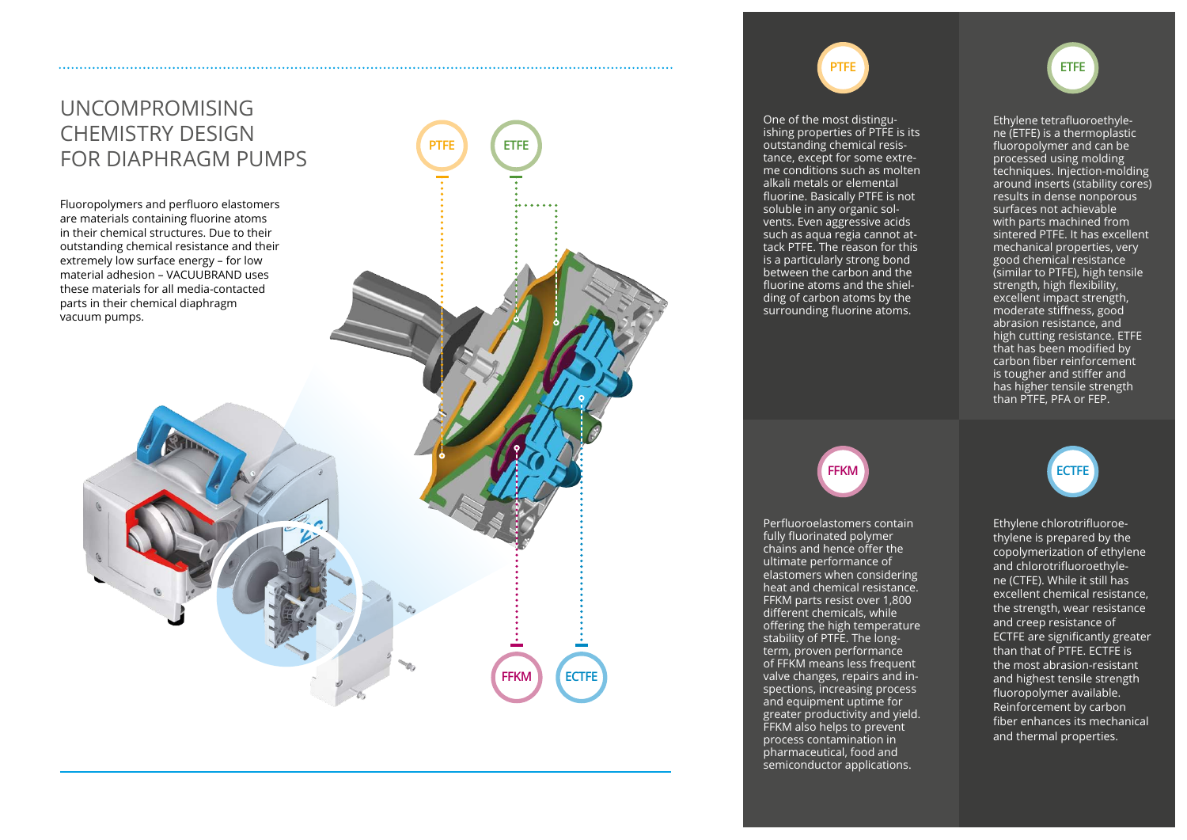# UNCOMPROMISING CHEMISTRY DESIGN FOR DIAPHRAGM PUMPS

Fluoropolymers and perfluoro elastomers are materials containing fluorine atoms in their chemical structures. Due to their outstanding chemical resistance and their extremely low surface energy – for low material adhesion – VACUUBRAND uses these materials for all media-contacted parts in their chemical diaphragm vacuum pumps.

PTFE

ETFE

FFKM

ECTFE

## PTFE

One of the most distinguishing properties of PTFE is its outstanding chemical resistance, except for some extreme conditions such as molten alkali metals or elemental fluorine. Basically PTFE is not soluble in any organic solvents. Even aggressive acids such as aqua regia cannot attack PTFE. The reason for this is a particularly strong bond between the carbon and the fluorine atoms and the shielding of carbon atoms by the surrounding fluorine atoms.

## ETFE

Ethylene tetrafluoroethylene (ETFE) is a thermoplastic fluoropolymer and can be processed using molding techniques. Injection-molding around inserts (stability cores) results in dense nonporous surfaces not achievable with parts machined from sintered PTFE. It has excellent mechanical properties, very good chemical resistance (similar to PTFE), high tensile strength, high flexibility, excellent impact strength, moderate stiffness, good abrasion resistance, and high cutting resistance. ETFE that has been modified by carbon fiber reinforcement is tougher and stiffer and has higher tensile strength than PTFE, PFA or FEP.

## FFKM

Perfluoroelastomers contain fully fluorinated polymer chains and hence offer the ultimate performance of elastomers when considering heat and chemical resistance. FFKM parts resist over 1,800 different chemicals, while offering the high temperature stability of PTFE. The long-term, proven performance of FFKM means less frequent valve changes, repairs and inspections, increasing process and equipment uptime for greater productivity and yield. FFKM also helps to prevent process contamination in pharmaceutical, food and semiconductor applications.

## ECTFE

Ethylene chlorotrifluoroethylene is prepared by the copolymerization of ethylene and chlorotrifluoroethylene (CTFE). While it still has excellent chemical resistance, the strength, wear resistance and creep resistance of ECTFE are significantly greater than that of PTFE. ECTFE is the most abrasion-resistant and highest tensile strength fluoropolymer available. Reinforcement by carbon fiber enhances its mechanical and thermal properties.